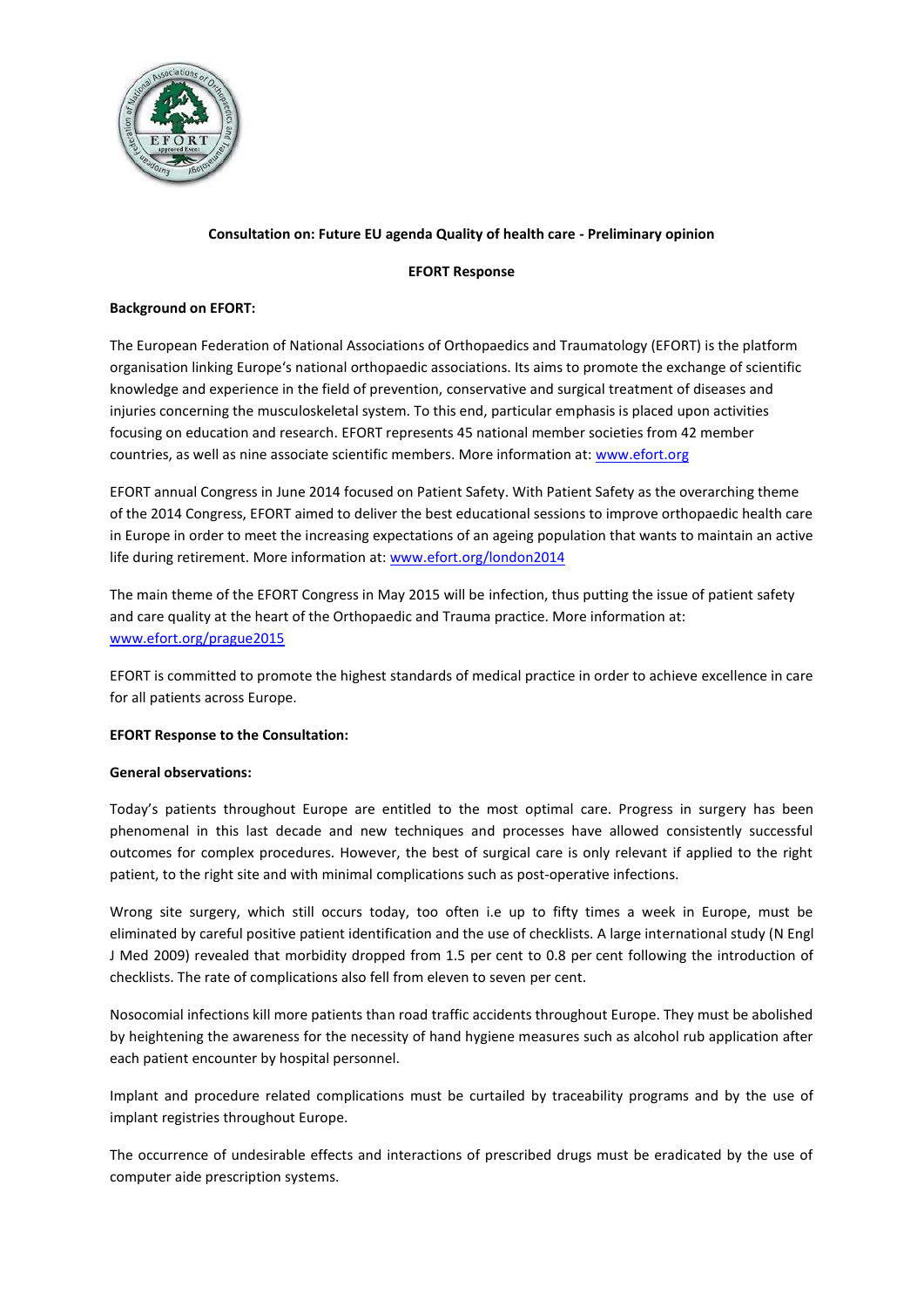**Consultation on: Future EU agenda Quality of health care - Preliminary opinion**

**EFORT Response**

**Background on EFORT:**

The European Federation of National Associations of Orthopaedics and Traumatology (EFORT) is the platform organisation linking Europe's national orthopaedic associations. Its aims to promote the exchange of scientific knowledge and experience in the field of prevention, conservative and surgical treatment of diseases and injuries concerning the musculoskeletal system. To this end, particular emphasis is placed upon activities focusing on education and research. EFORT represents 45 national member societies from 42 member countries, as well as nine associate scientific members. More information at: www.efort.org

EFORT annual Congress in June 2014 focused on Patient Safety. With Patient Safety as the overarching theme of the 2014 Congress, EFORT aimed to deliver the best educational sessions to improve orthopaedic health care in Europe in order to meet the increasing expectations of an ageing population that wants to maintain an active life during retirement. More information at: www.efort.org/london2014

The main theme of the EFORT Congress in May 2015 will be infection, thus putting the issue of patient safety and care quality at the heart of the Orthopaedic and Trauma practice. More information at: www.efort.org/prague2015

EFORT is committed to promote the highest standards of medical practice in order to achieve excellence in care for all patients across Europe.

**EFORT Response to the Consultation:**

**General observations:**

Today's patients throughout Europe are entitled to the most optimal care. Progress in surgery has been phenomenal in this last decade and new techniques and processes have allowed consistently successful outcomes for complex procedures. However, the best of surgical care is only relevant if applied to the right patient, to the right site and with minimal complications such as post-operative infections.

Wrong site surgery, which still occurs today, too often i.e up to fifty times a week in Europe, must be eliminated by careful positive patient identification and the use of checklists. A large international study (N Engl J Med 2009) revealed that morbidity dropped from 1.5 per cent to 0.8 per cent following the introduction of checklists. The rate of complications also fell from eleven to seven per cent.

Nosocomial infections kill more patients than road traffic accidents throughout Europe. They must be abolished by heightening the awareness for the necessity of hand hygiene measures such as alcohol rub application after each patient encounter by hospital personnel.

Implant and procedure related complications must be curtailed by traceability programs and by the use of implant registries throughout Europe.

The occurrence of undesirable effects and interactions of prescribed drugs must be eradicated by the use of computer aide prescription systems.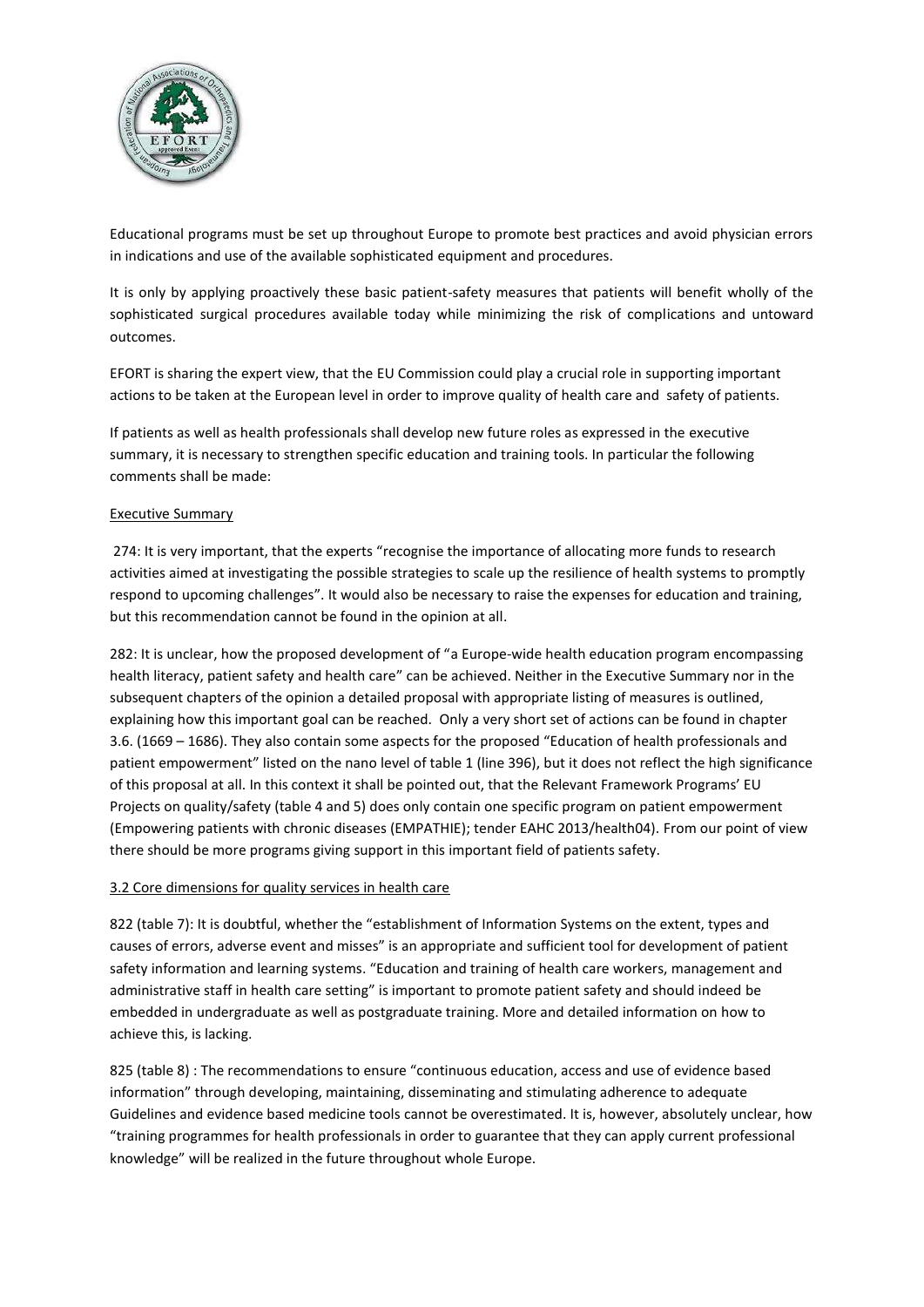Educational programs must be set up throughout Europe to promote best practices and avoid physician errors in indications and use of the available sophisticated equipment and procedures.

It is only by applying proactively these basic patient-safety measures that patients will benefit wholly of the sophisticated surgical procedures available today while minimizing the risk of complications and untoward outcomes.

EFORT is sharing the expert view, that the EU Commission could play a crucial role in supporting important actions to be taken at the European level in order to improve quality of health care and safety of patients.

If patients as well as health professionals shall develop new future roles as expressed in the executive summary, it is necessary to strengthen specific education and training tools. In particular the following comments shall be made:

Executive Summary

274: It is very important, that the experts "recognise the importance of allocating more funds to research activities aimed at investigating the possible strategies to scale up the resilience of health systems to promptly respond to upcoming challenges". It would also be necessary to raise the expenses for education and training, but this recommendation cannot be found in the opinion at all.

282: It is unclear, how the proposed development of "a Europe-wide health education program encompassing health literacy, patient safety and health care" can be achieved. Neither in the Executive Summary nor in the subsequent chapters of the opinion a detailed proposal with appropriate listing of measures is outlined, explaining how this important goal can be reached. Only a very short set of actions can be found in chapter 3.6. (1669 – 1686). They also contain some aspects for the proposed "Education of health professionals and patient empowerment" listed on the nano level of table 1 (line 396), but it does not reflect the high significance of this proposal at all. In this context it shall be pointed out, that the Relevant Framework Programs' EU Projects on quality/safety (table 4 and 5) does only contain one specific program on patient empowerment (Empowering patients with chronic diseases (EMPATHIE); tender EAHC 2013/health04). From our point of view there should be more programs giving support in this important field of patients safety.

3.2 Core dimensions for quality services in health care

822 (table 7): It is doubtful, whether the "establishment of Information Systems on the extent, types and causes of errors, adverse event and misses" is an appropriate and sufficient tool for development of patient safety information and learning systems. "Education and training of health care workers, management and administrative staff in health care setting" is important to promote patient safety and should indeed be embedded in undergraduate as well as postgraduate training. More and detailed information on how to achieve this, is lacking.

825 (table 8) : The recommendations to ensure "continuous education, access and use of evidence based information" through developing, maintaining, disseminating and stimulating adherence to adequate Guidelines and evidence based medicine tools cannot be overestimated. It is, however, absolutely unclear, how "training programmes for health professionals in order to guarantee that they can apply current professional knowledge" will be realized in the future throughout whole Europe.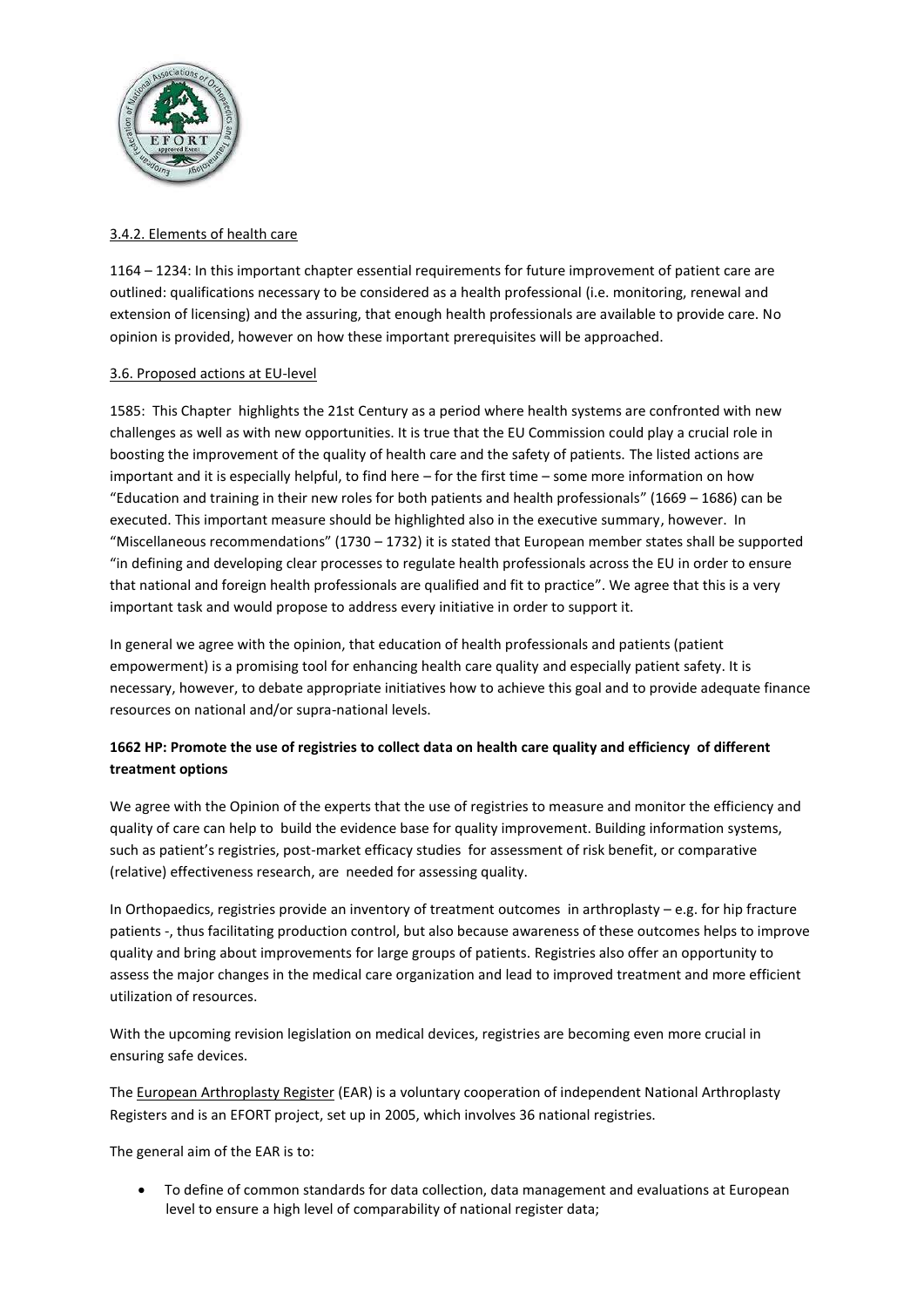3.4.2. Elements of health care

1164 – 1234: In this important chapter essential requirements for future improvement of patient care are outlined: qualifications necessary to be considered as a health professional (i.e. monitoring, renewal and extension of licensing) and the assuring, that enough health professionals are available to provide care. No opinion is provided, however on how these important prerequisites will be approached.

3.6. Proposed actions at EU-level

1585: This Chapter highlights the 21st Century as a period where health systems are confronted with new challenges as well as with new opportunities. It is true that the EU Commission could play a crucial role in boosting the improvement of the quality of health care and the safety of patients. The listed actions are important and it is especially helpful, to find here – for the first time – some more information on how "Education and training in their new roles for both patients and health professionals" (1669 – 1686) can be executed. This important measure should be highlighted also in the executive summary, however. In "Miscellaneous recommendations" (1730 – 1732) it is stated that European member states shall be supported "in defining and developing clear processes to regulate health professionals across the EU in order to ensure that national and foreign health professionals are qualified and fit to practice". We agree that this is a very important task and would propose to address every initiative in order to support it.

In general we agree with the opinion, that education of health professionals and patients (patient empowerment) is a promising tool for enhancing health care quality and especially patient safety. It is necessary, however, to debate appropriate initiatives how to achieve this goal and to provide adequate finance resources on national and/or supra-national levels.

**1662 HP: Promote the use of registries to collect data on health care quality and efficiency of different treatment options**

We agree with the Opinion of the experts that the use of registries to measure and monitor the efficiency and quality of care can help to build the evidence base for quality improvement. Building information systems, such as patient's registries, post-market efficacy studies for assessment of risk benefit, or comparative (relative) effectiveness research, are needed for assessing quality.

In Orthopaedics, registries provide an inventory of treatment outcomes in arthroplasty – e.g. for hip fracture patients -, thus facilitating production control, but also because awareness of these outcomes helps to improve quality and bring about improvements for large groups of patients. Registries also offer an opportunity to assess the major changes in the medical care organization and lead to improved treatment and more efficient utilization of resources.

With the upcoming revision legislation on medical devices, registries are becoming even more crucial in ensuring safe devices.

The European Arthroplasty Register (EAR) is a voluntary cooperation of independent National Arthroplasty Registers and is an EFORT project, set up in 2005, which involves 36 national registries.

The general aim of the EAR is to:

- To define of common standards for data collection, data management and evaluations at European level to ensure a high level of comparability of national register data;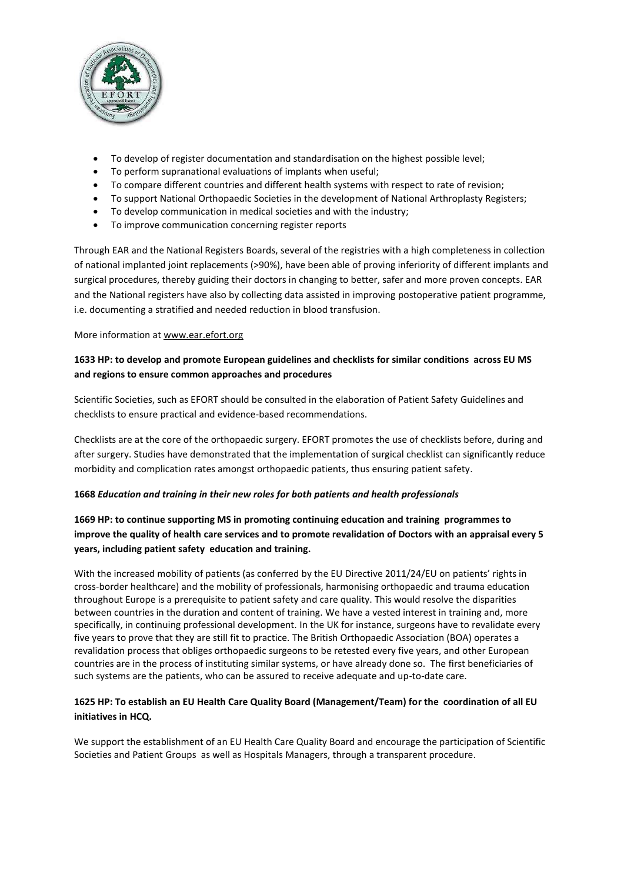- To develop of register documentation and standardisation on the highest possible level;
- To perform supranational evaluations of implants when useful;
- To compare different countries and different health systems with respect to rate of revision;
- To support National Orthopaedic Societies in the development of National Arthroplasty Registers;
- To develop communication in medical societies and with the industry;
- To improve communication concerning register reports

Through EAR and the National Registers Boards, several of the registries with a high completeness in collection of national implanted joint replacements (>90%), have been able of proving inferiority of different implants and surgical procedures, thereby guiding their doctors in changing to better, safer and more proven concepts. EAR and the National registers have also by collecting data assisted in improving postoperative patient programme, i.e. documenting a stratified and needed reduction in blood transfusion.

More information at www.ear.efort.org

**1633 HP: to develop and promote European guidelines and checklists for similar conditions across EU MS and regions to ensure common approaches and procedures**

Scientific Societies, such as EFORT should be consulted in the elaboration of Patient Safety Guidelines and checklists to ensure practical and evidence-based recommendations.

Checklists are at the core of the orthopaedic surgery. EFORT promotes the use of checklists before, during and after surgery. Studies have demonstrated that the implementation of surgical checklist can significantly reduce morbidity and complication rates amongst orthopaedic patients, thus ensuring patient safety.

**1668** ***Education and training in their new roles for both patients and health professionals***

**1669 HP: to continue supporting MS in promoting continuing education and training programmes to improve the quality of health care services and to promote revalidation of Doctors with an appraisal every 5 years, including patient safety education and training.**

With the increased mobility of patients (as conferred by the EU Directive 2011/24/EU on patients' rights in cross-border healthcare) and the mobility of professionals, harmonising orthopaedic and trauma education throughout Europe is a prerequisite to patient safety and care quality. This would resolve the disparities between countries in the duration and content of training. We have a vested interest in training and, more specifically, in continuing professional development. In the UK for instance, surgeons have to revalidate every five years to prove that they are still fit to practice. The British Orthopaedic Association (BOA) operates a revalidation process that obliges orthopaedic surgeons to be retested every five years, and other European countries are in the process of instituting similar systems, or have already done so. The first beneficiaries of such systems are the patients, who can be assured to receive adequate and up-to-date care.

**1625 HP: To establish an EU Health Care Quality Board (Management/Team) for the coordination of all EU initiatives in HCQ.**

We support the establishment of an EU Health Care Quality Board and encourage the participation of Scientific Societies and Patient Groups as well as Hospitals Managers, through a transparent procedure.